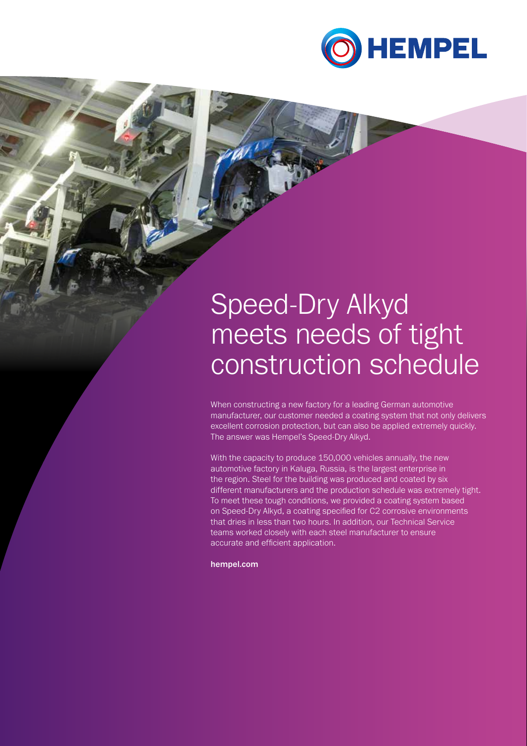HEMPEL

# Speed-Dry Alkyd meets needs of tight construction schedule

When constructing a new factory for a leading German automotive manufacturer, our customer needed a coating system that not only delivers excellent corrosion protection, but can also be applied extremely quickly. The answer was Hempel's Speed-Dry Alkyd.

With the capacity to produce 150,000 vehicles annually, the new automotive factory in Kaluga, Russia, is the largest enterprise in the region. Steel for the building was produced and coated by six different manufacturers and the production schedule was extremely tight. To meet these tough conditions, we provided a coating system based on Speed-Dry Alkyd, a coating specified for C2 corrosive environments that dries in less than two hours. In addition, our Technical Service teams worked closely with each steel manufacturer to ensure accurate and efficient application.

**hempel.com**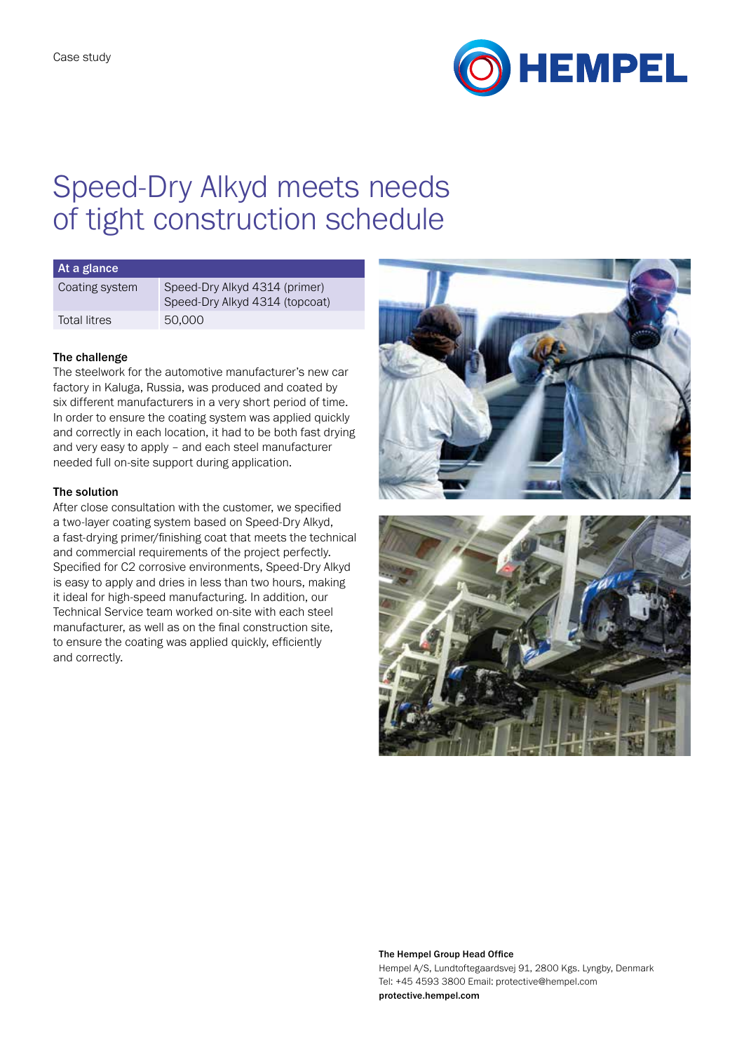Case study

# Speed-Dry Alkyd meets needs of tight construction schedule

| At a glance | |
|---|---|
| Coating system | Speed-Dry Alkyd 4314 (primer)<br>Speed-Dry Alkyd 4314 (topcoat) |
| Total litres | 50,000 |

### The challenge

The steelwork for the automotive manufacturer's new car factory in Kaluga, Russia, was produced and coated by six different manufacturers in a very short period of time. In order to ensure the coating system was applied quickly and correctly in each location, it had to be both fast drying and very easy to apply – and each steel manufacturer needed full on-site support during application.

### The solution

After close consultation with the customer, we specified a two-layer coating system based on Speed-Dry Alkyd, a fast-drying primer/finishing coat that meets the technical and commercial requirements of the project perfectly. Specified for C2 corrosive environments, Speed-Dry Alkyd is easy to apply and dries in less than two hours, making it ideal for high-speed manufacturing. In addition, our Technical Service team worked on-site with each steel manufacturer, as well as on the final construction site, to ensure the coating was applied quickly, efficiently and correctly.

**The Hempel Group Head Office**
Hempel A/S, Lundtoftegaardsvej 91, 2800 Kgs. Lyngby, Denmark
Tel: +45 4593 3800 Email: protective@hempel.com
**protective.hempel.com**